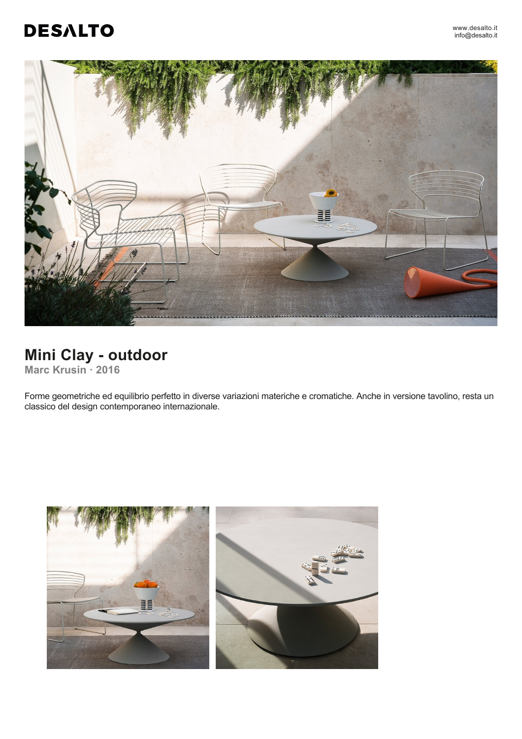DESALTO

www.desalto.it
info@desalto.it

# Mini Clay - outdoor

**Marc Krusin · 2016**

Forme geometriche ed equilibrio perfetto in diverse variazioni materiche e cromatiche. Anche in versione tavolino, resta un classico del design contemporaneo internazionale.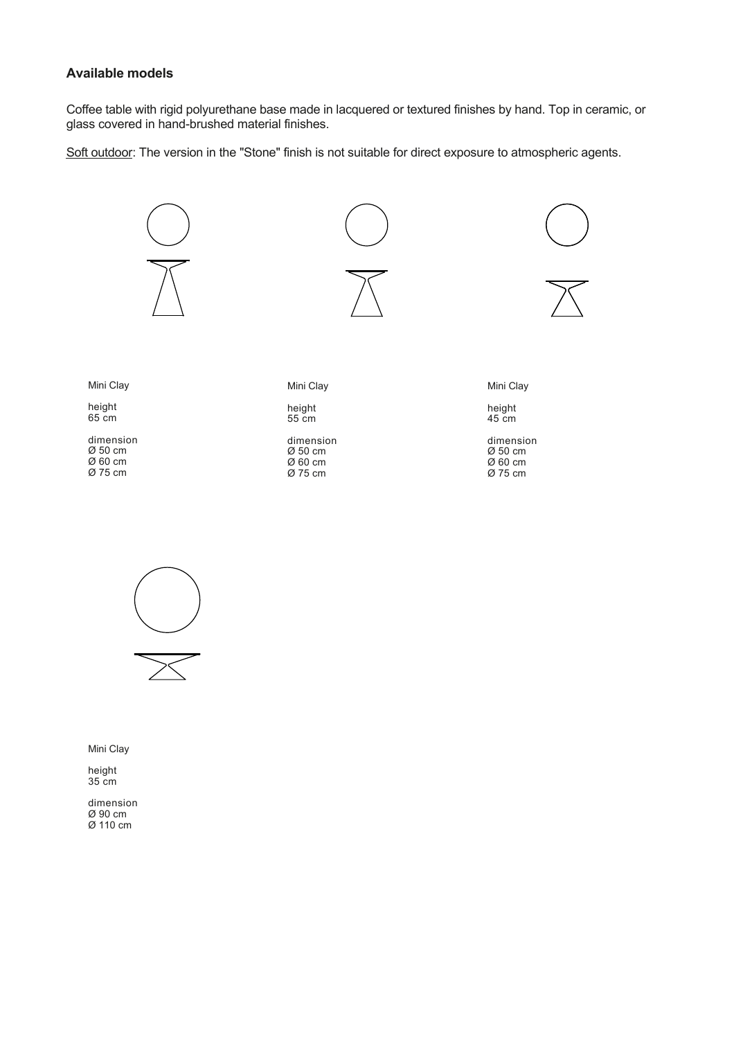## Available models

Coffee table with rigid polyurethane base made in lacquered or textured finishes by hand. Top in ceramic, or glass covered in hand-brushed material finishes.

Soft outdoor: The version in the "Stone" finish is not suitable for direct exposure to atmospheric agents.

Mini Clay

height
65 cm

dimension
Ø 50 cm
Ø 60 cm
Ø 75 cm

Mini Clay

height
55 cm

dimension
Ø 50 cm
Ø 60 cm
Ø 75 cm

Mini Clay

height
45 cm

dimension
Ø 50 cm
Ø 60 cm
Ø 75 cm

Mini Clay

height
35 cm

dimension
Ø 90 cm
Ø 110 cm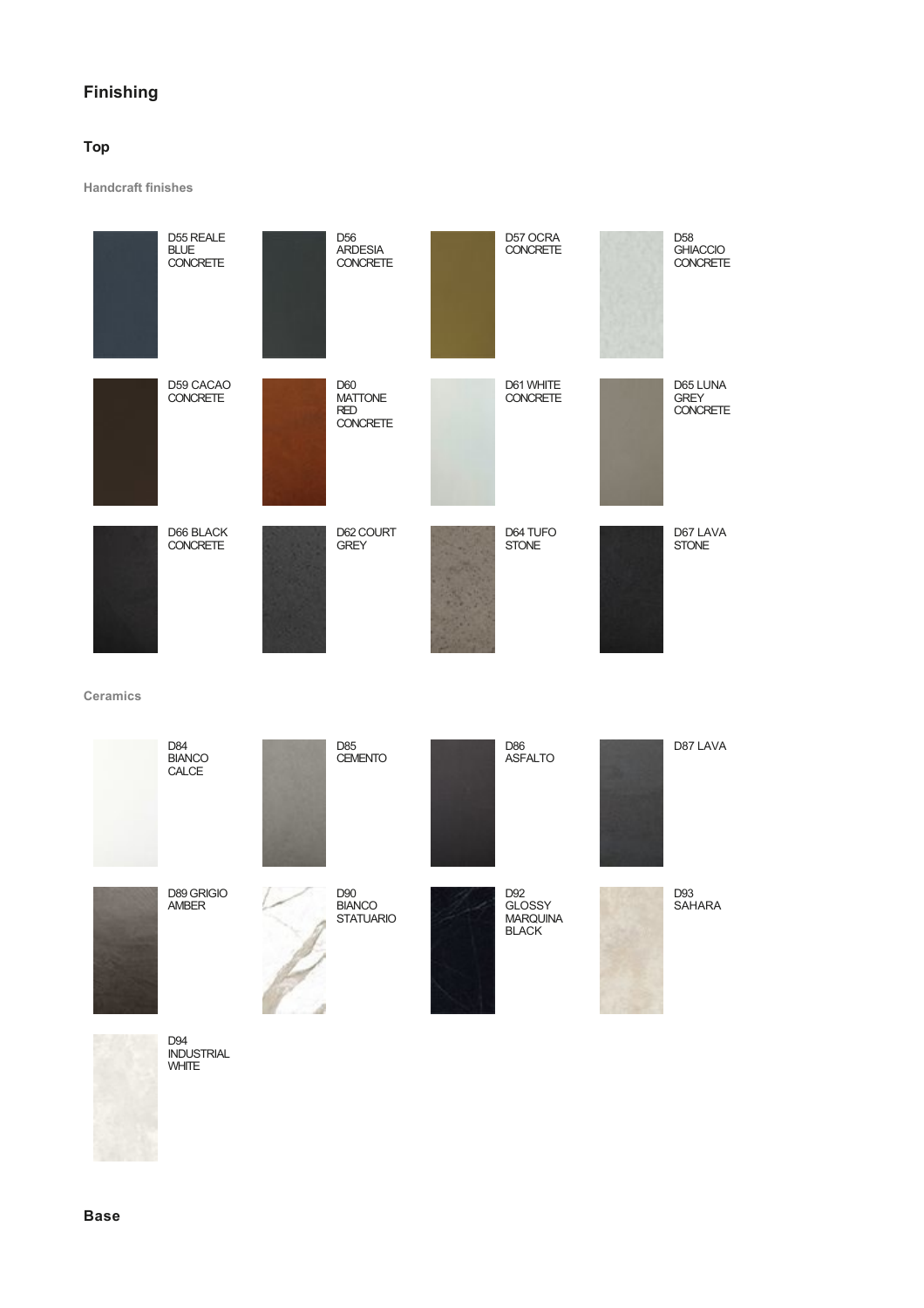## Finishing

### Top

#### Handcraft finishes

- D55 REALE BLUE CONCRETE
- D56 ARDESIA CONCRETE
- D57 OCRA CONCRETE
- D58 GHIACCIO CONCRETE
- D59 CACAO CONCRETE
- D60 MATTONE RED CONCRETE
- D61 WHITE CONCRETE
- D65 LUNA GREY CONCRETE
- D66 BLACK CONCRETE
- D62 COURT GREY
- D64 TUFO STONE
- D67 LAVA STONE

#### Ceramics

- D84 BIANCO CALCE
- D85 CEMENTO
- D86 ASFALTO
- D87 LAVA
- D89 GRIGIO AMBER
- D90 BIANCO STATUARIO
- D92 GLOSSY MARQUINA BLACK
- D93 SAHARA
- D94 INDUSTRIAL WHITE

### Base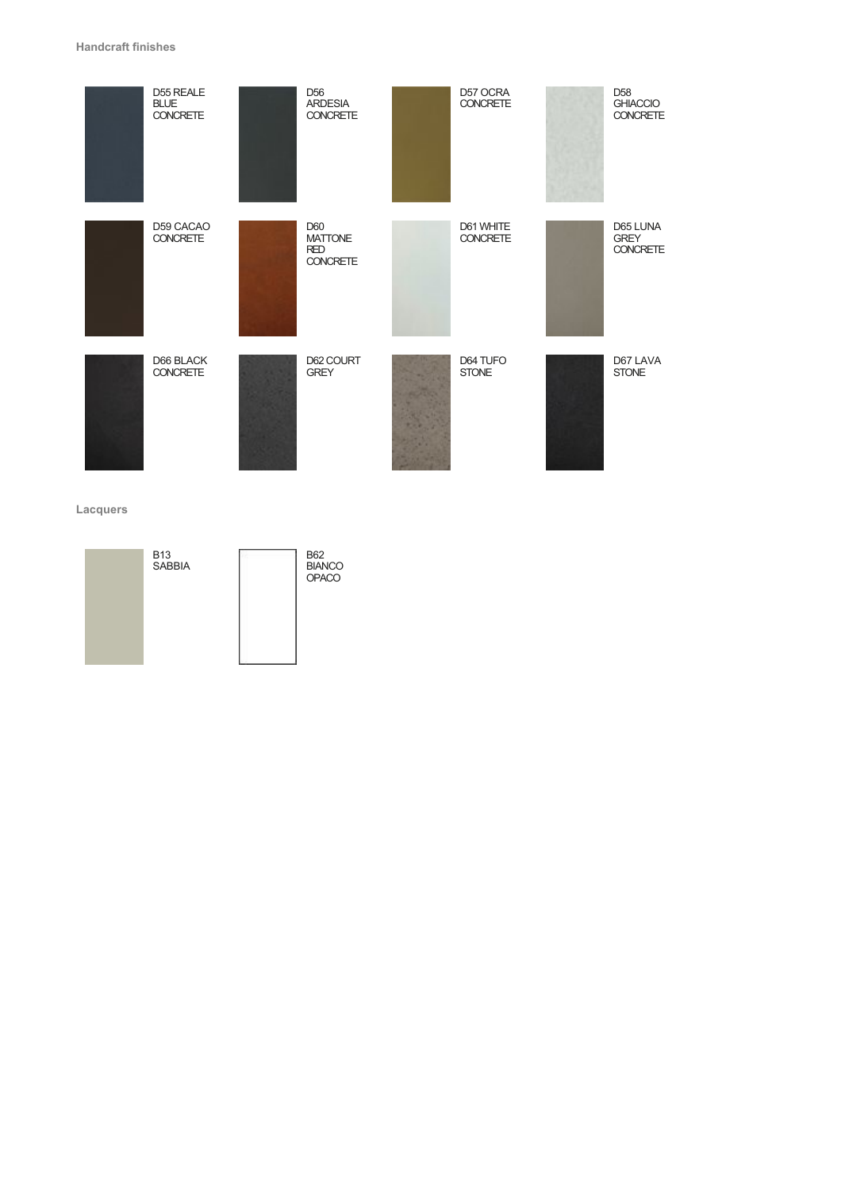## Handcraft finishes

- D55 REALE BLUE CONCRETE
- D56 ARDESIA CONCRETE
- D57 OCRA CONCRETE
- D58 GHIACCIO CONCRETE
- D59 CACAO CONCRETE
- D60 MATTONE RED CONCRETE
- D61 WHITE CONCRETE
- D65 LUNA GREY CONCRETE
- D66 BLACK CONCRETE
- D62 COURT GREY
- D64 TUFO STONE
- D67 LAVA STONE

## Lacquers

- B13 SABBIA
- B62 BIANCO OPACO